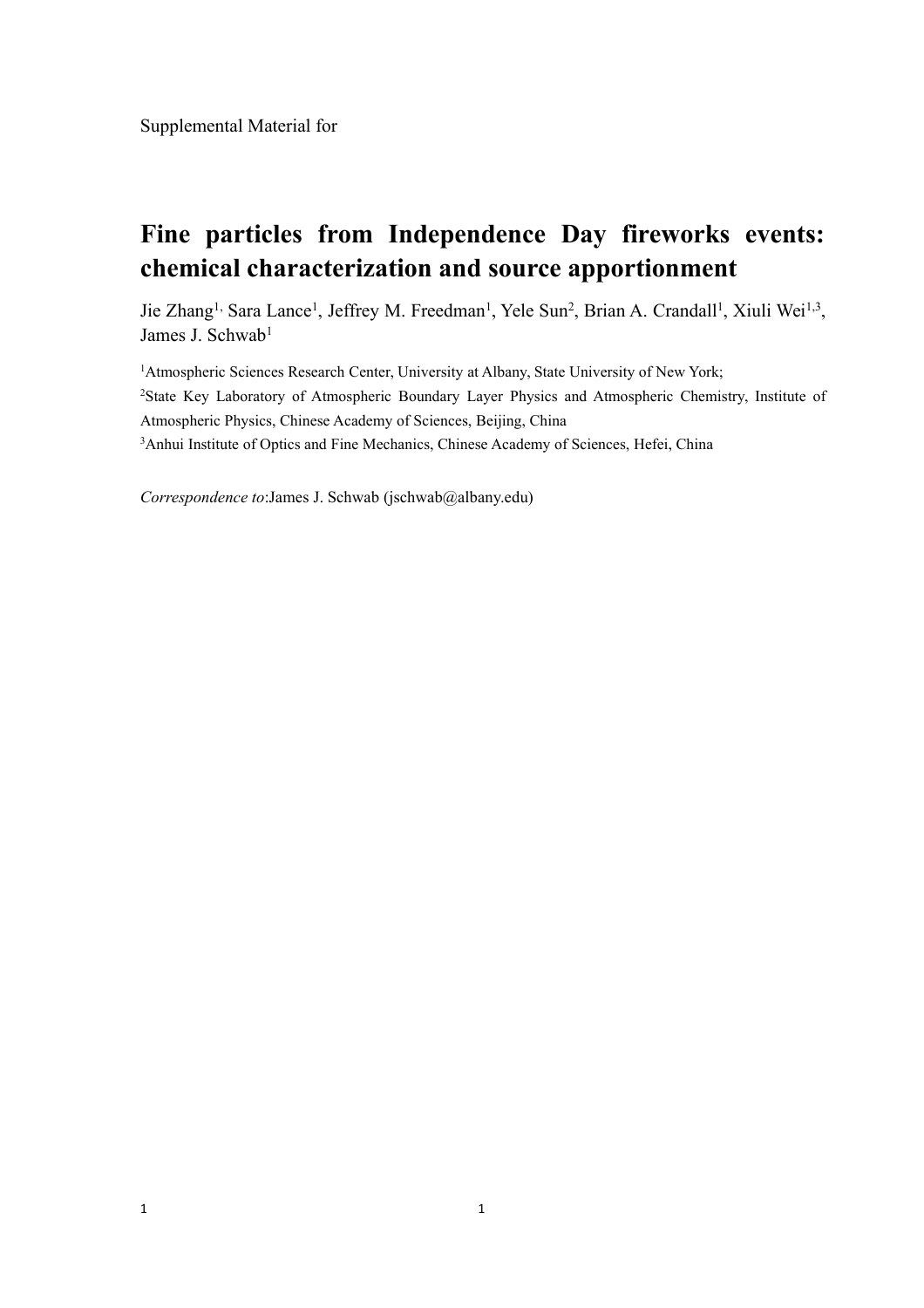Supplemental Material for

# Fine particles from Independence Day fireworks events: chemical characterization and source apportionment

Jie Zhang[1,] Sara Lance[1], Jeffrey M. Freedman[1], Yele Sun[2], Brian A. Crandall[1], Xiuli Wei[1,3], James J. Schwab[1]

[1]Atmospheric Sciences Research Center, University at Albany, State University of New York;

[2]State Key Laboratory of Atmospheric Boundary Layer Physics and Atmospheric Chemistry, Institute of Atmospheric Physics, Chinese Academy of Sciences, Beijing, China

[3]Anhui Institute of Optics and Fine Mechanics, Chinese Academy of Sciences, Hefei, China

*Correspondence to*:James J. Schwab (jschwab@albany.edu)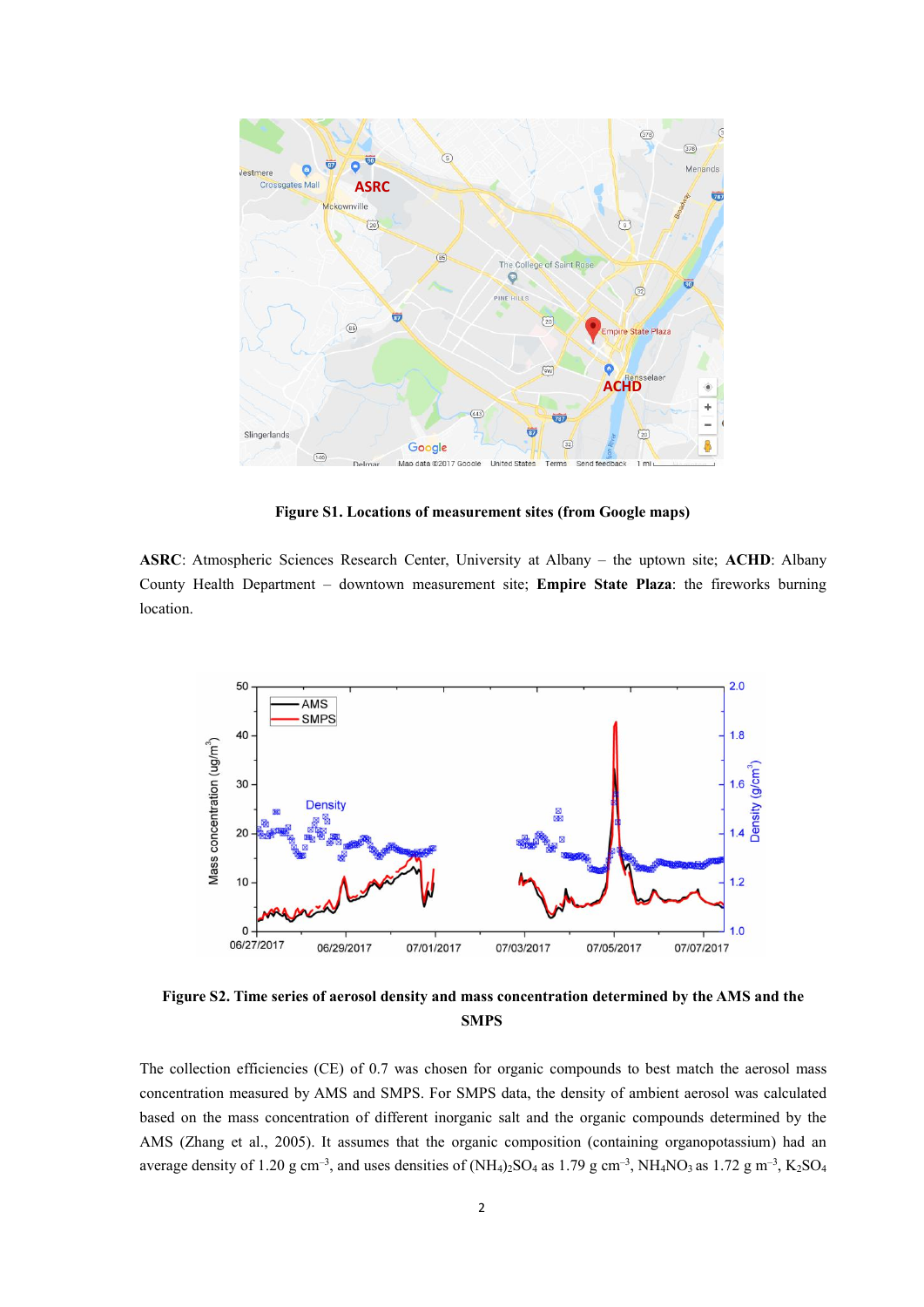**Figure S1. Locations of measurement sites (from Google maps)**

**ASRC**: Atmospheric Sciences Research Center, University at Albany – the uptown site; **ACHD**: Albany County Health Department – downtown measurement site; **Empire State Plaza**: the fireworks burning location.

**Figure S2. Time series of aerosol density and mass concentration determined by the AMS and the SMPS**

The collection efficiencies (CE) of 0.7 was chosen for organic compounds to best match the aerosol mass concentration measured by AMS and SMPS. For SMPS data, the density of ambient aerosol was calculated based on the mass concentration of different inorganic salt and the organic compounds determined by the AMS (Zhang et al., 2005). It assumes that the organic composition (containing organopotassium) had an average density of 1.20 g cm$^{-3}$, and uses densities of $(NH_4)_2SO_4$ as 1.79 g cm$^{-3}$, $NH_4NO_3$ as 1.72 g m$^{-3}$, $K_2SO_4$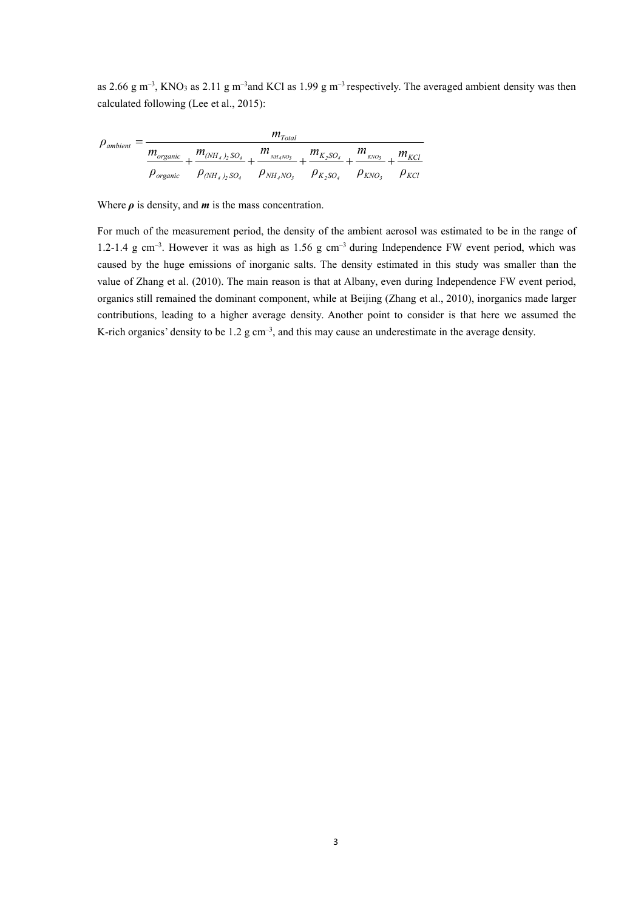as 2.66 g $m^{-3}$, $KNO_3$ as 2.11 g $m^{-3}$and KCl as 1.99 g $m^{-3}$ respectively. The averaged ambient density was then calculated following (Lee et al., 2015):

$$\rho_{ambient} = \frac{m_{Total}}{\frac{m_{organic}}{\rho_{organic}} + \frac{m_{(NH_4)_2SO_4}}{\rho_{(NH_4)_2SO_4}} + \frac{m_{NH_4NO_3}}{\rho_{NH_4NO_3}} + \frac{m_{K_2SO_4}}{\rho_{K_2SO_4}} + \frac{m_{KNO_3}}{\rho_{KNO_3}} + \frac{m_{KCl}}{\rho_{KCl}}}$$

Where $\boldsymbol{\rho}$ is density, and $\boldsymbol{m}$ is the mass concentration.

For much of the measurement period, the density of the ambient aerosol was estimated to be in the range of 1.2-1.4 g $cm^{-3}$. However it was as high as 1.56 g $cm^{-3}$ during Independence FW event period, which was caused by the huge emissions of inorganic salts. The density estimated in this study was smaller than the value of Zhang et al. (2010). The main reason is that at Albany, even during Independence FW event period, organics still remained the dominant component, while at Beijing (Zhang et al., 2010), inorganics made larger contributions, leading to a higher average density. Another point to consider is that here we assumed the K-rich organics' density to be 1.2 g $cm^{-3}$, and this may cause an underestimate in the average density.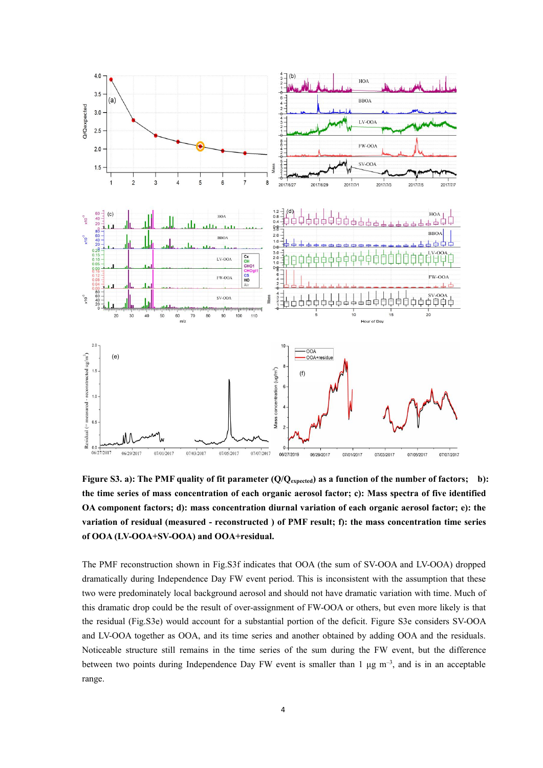**Figure S3. a): The PMF quality of fit parameter ($Q/Q_{expected}$) as a function of the number of factors; b): the time series of mass concentration of each organic aerosol factor; c): Mass spectra of five identified OA component factors; d): mass concentration diurnal variation of each organic aerosol factor; e): the variation of residual (measured - reconstructed ) of PMF result; f): the mass concentration time series of OOA (LV-OOA+SV-OOA) and OOA+residual.**

The PMF reconstruction shown in Fig.S3f indicates that OOA (the sum of SV-OOA and LV-OOA) dropped dramatically during Independence Day FW event period. This is inconsistent with the assumption that these two were predominately local background aerosol and should not have dramatic variation with time. Much of this dramatic drop could be the result of over-assignment of FW-OOA or others, but even more likely is that the residual (Fig.S3e) would account for a substantial portion of the deficit. Figure S3e considers SV-OOA and LV-OOA together as OOA, and its time series and another obtained by adding OOA and the residuals. Noticeable structure still remains in the time series of the sum during the FW event, but the difference between two points during Independence Day FW event is smaller than 1 μg $m^{-3}$, and is in an acceptable range.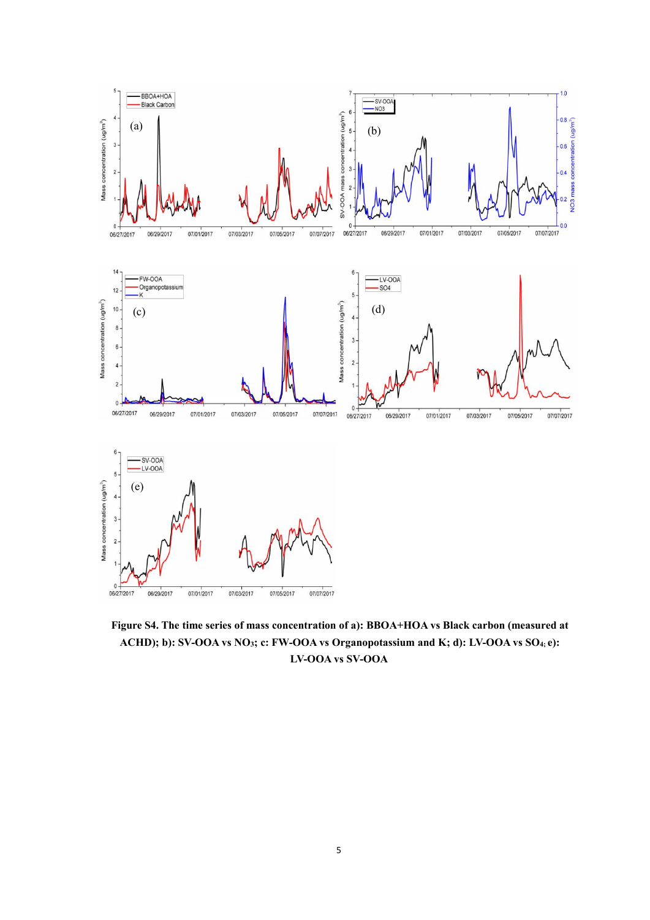**Figure S4. The time series of mass concentration of a): BBOA+HOA vs Black carbon (measured at ACHD); b): SV-OOA vs $NO_3$; c: FW-OOA vs Organopotassium and K; d): LV-OOA vs $SO_4$; e): LV-OOA vs SV-OOA**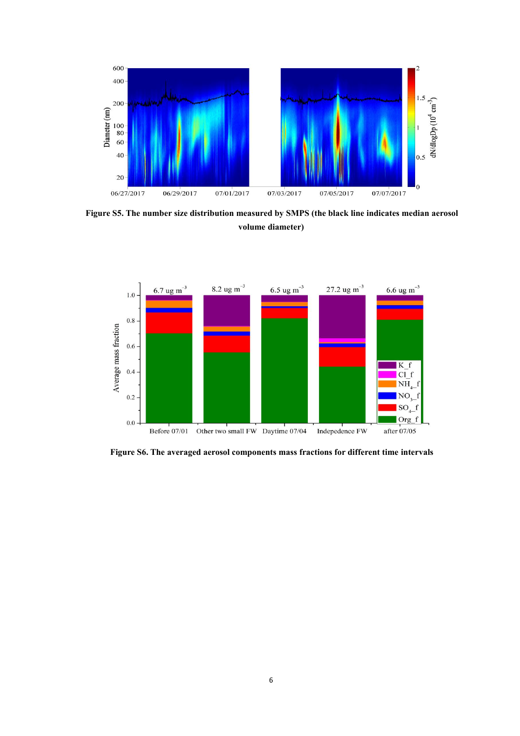**Figure S5. The number size distribution measured by SMPS (the black line indicates median aerosol volume diameter)**

**Figure S6. The averaged aerosol components mass fractions for different time intervals**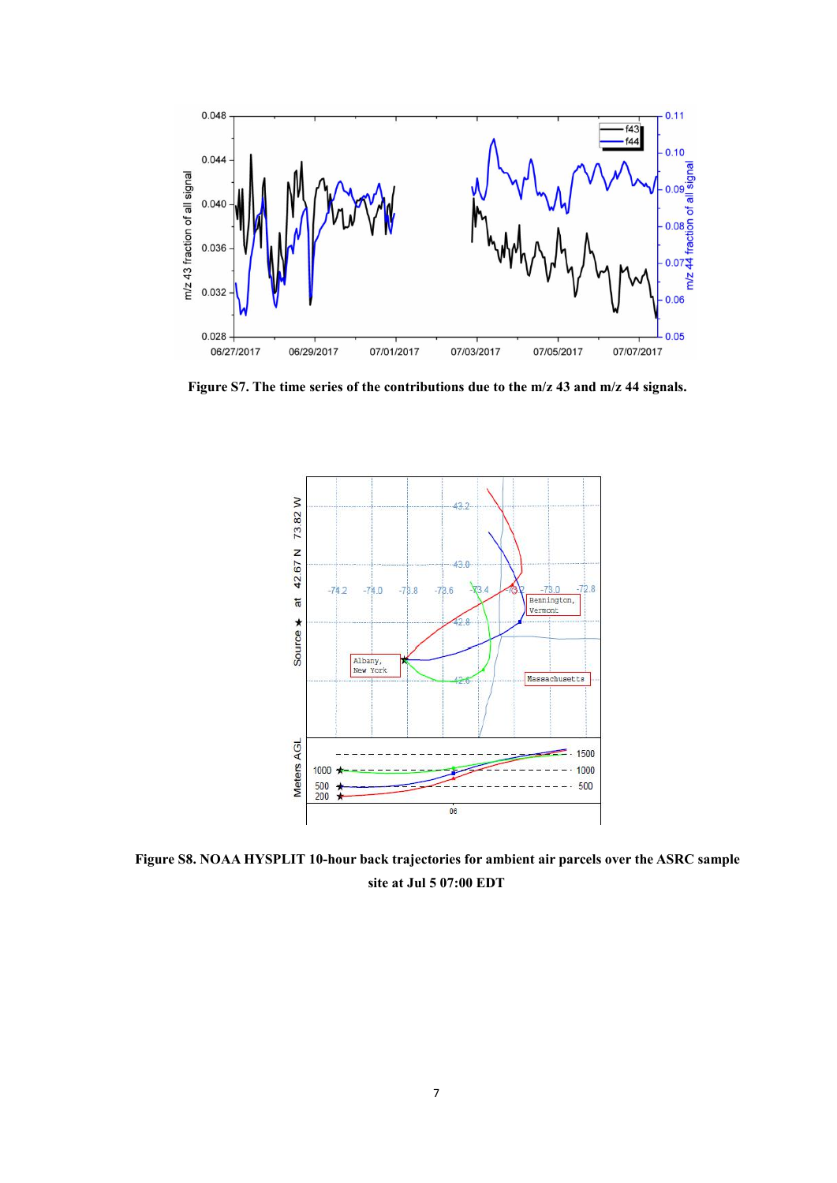**Figure S7. The time series of the contributions due to the m/z 43 and m/z 44 signals.**

**Figure S8. NOAA HYSPLIT 10-hour back trajectories for ambient air parcels over the ASRC sample site at Jul 5 07:00 EDT**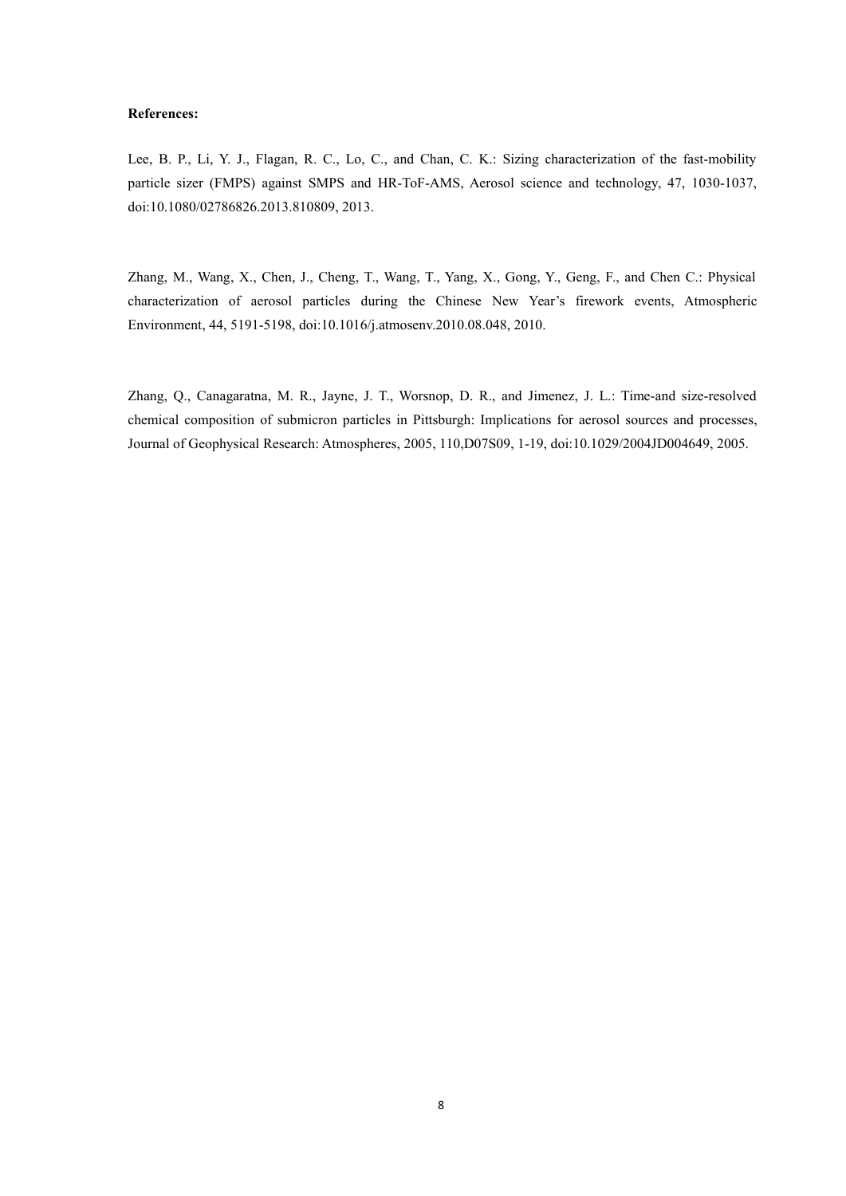**References:**

Lee, B. P., Li, Y. J., Flagan, R. C., Lo, C., and Chan, C. K.: Sizing characterization of the fast-mobility particle sizer (FMPS) against SMPS and HR-ToF-AMS, Aerosol science and technology, 47, 1030-1037, doi:10.1080/02786826.2013.810809, 2013.

Zhang, M., Wang, X., Chen, J., Cheng, T., Wang, T., Yang, X., Gong, Y., Geng, F., and Chen C.: Physical characterization of aerosol particles during the Chinese New Year's firework events, Atmospheric Environment, 44, 5191-5198, doi:10.1016/j.atmosenv.2010.08.048, 2010.

Zhang, Q., Canagaratna, M. R., Jayne, J. T., Worsnop, D. R., and Jimenez, J. L.: Time-and size-resolved chemical composition of submicron particles in Pittsburgh: Implications for aerosol sources and processes, Journal of Geophysical Research: Atmospheres, 2005, 110,D07S09, 1-19, doi:10.1029/2004JD004649, 2005.